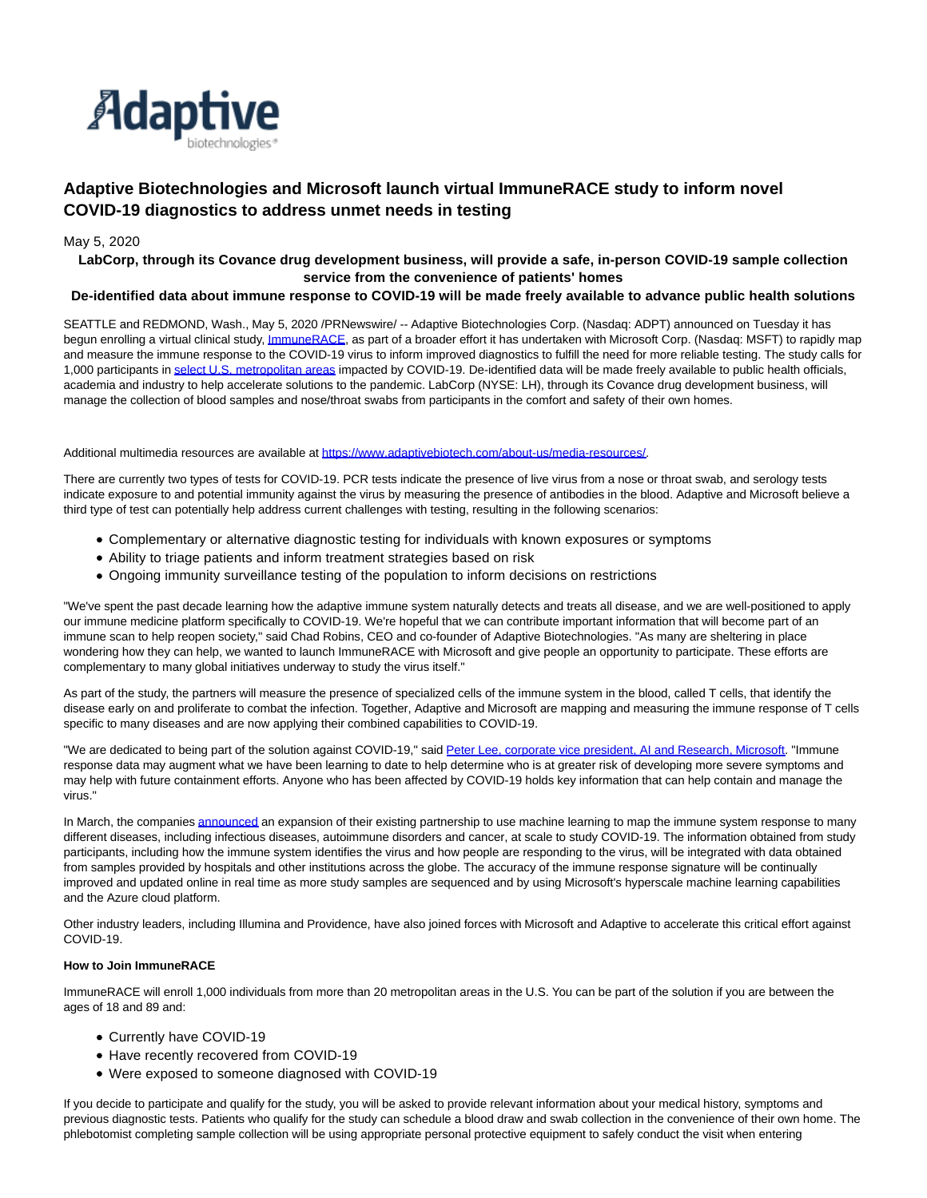# Adaptive Biotechnologies and Microsoft launch virtual ImmuneRACE study to inform novel COVID-19 diagnostics to address unmet needs in testing

May 5, 2020

**LabCorp, through its Covance drug development business, will provide a safe, in-person COVID-19 sample collection service from the convenience of patients' homes**

**De-identified data about immune response to COVID-19 will be made freely available to advance public health solutions**

SEATTLE and REDMOND, Wash., May 5, 2020 /PRNewswire/ -- Adaptive Biotechnologies Corp. (Nasdaq: ADPT) announced on Tuesday it has begun enrolling a virtual clinical study, ImmuneRACE, as part of a broader effort it has undertaken with Microsoft Corp. (Nasdaq: MSFT) to rapidly map and measure the immune response to the COVID-19 virus to inform improved diagnostics to fulfill the need for more reliable testing. The study calls for 1,000 participants in select U.S. metropolitan areas impacted by COVID-19. De-identified data will be made freely available to public health officials, academia and industry to help accelerate solutions to the pandemic. LabCorp (NYSE: LH), through its Covance drug development business, will manage the collection of blood samples and nose/throat swabs from participants in the comfort and safety of their own homes.

Additional multimedia resources are available at https://www.adaptivebiotech.com/about-us/media-resources/.

There are currently two types of tests for COVID-19. PCR tests indicate the presence of live virus from a nose or throat swab, and serology tests indicate exposure to and potential immunity against the virus by measuring the presence of antibodies in the blood. Adaptive and Microsoft believe a third type of test can potentially help address current challenges with testing, resulting in the following scenarios:

- Complementary or alternative diagnostic testing for individuals with known exposures or symptoms
- Ability to triage patients and inform treatment strategies based on risk
- Ongoing immunity surveillance testing of the population to inform decisions on restrictions

"We've spent the past decade learning how the adaptive immune system naturally detects and treats all disease, and we are well-positioned to apply our immune medicine platform specifically to COVID-19. We're hopeful that we can contribute important information that will become part of an immune scan to help reopen society," said Chad Robins, CEO and co-founder of Adaptive Biotechnologies. "As many are sheltering in place wondering how they can help, we wanted to launch ImmuneRACE with Microsoft and give people an opportunity to participate. These efforts are complementary to many global initiatives underway to study the virus itself."

As part of the study, the partners will measure the presence of specialized cells of the immune system in the blood, called T cells, that identify the disease early on and proliferate to combat the infection. Together, Adaptive and Microsoft are mapping and measuring the immune response of T cells specific to many diseases and are now applying their combined capabilities to COVID-19.

"We are dedicated to being part of the solution against COVID-19," said Peter Lee, corporate vice president, AI and Research, Microsoft. "Immune response data may augment what we have been learning to date to help determine who is at greater risk of developing more severe symptoms and may help with future containment efforts. Anyone who has been affected by COVID-19 holds key information that can help contain and manage the virus."

In March, the companies announced an expansion of their existing partnership to use machine learning to map the immune system response to many different diseases, including infectious diseases, autoimmune disorders and cancer, at scale to study COVID-19. The information obtained from study participants, including how the immune system identifies the virus and how people are responding to the virus, will be integrated with data obtained from samples provided by hospitals and other institutions across the globe. The accuracy of the immune response signature will be continually improved and updated online in real time as more study samples are sequenced and by using Microsoft's hyperscale machine learning capabilities and the Azure cloud platform.

Other industry leaders, including Illumina and Providence, have also joined forces with Microsoft and Adaptive to accelerate this critical effort against COVID-19.

**How to Join ImmuneRACE**

ImmuneRACE will enroll 1,000 individuals from more than 20 metropolitan areas in the U.S. You can be part of the solution if you are between the ages of 18 and 89 and:

- Currently have COVID-19
- Have recently recovered from COVID-19
- Were exposed to someone diagnosed with COVID-19

If you decide to participate and qualify for the study, you will be asked to provide relevant information about your medical history, symptoms and previous diagnostic tests. Patients who qualify for the study can schedule a blood draw and swab collection in the convenience of their own home. The phlebotomist completing sample collection will be using appropriate personal protective equipment to safely conduct the visit when entering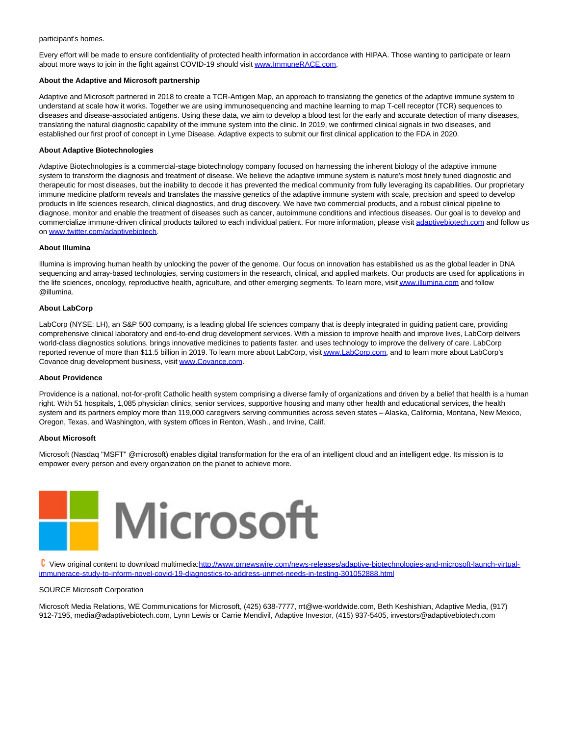participant's homes.

Every effort will be made to ensure confidentiality of protected health information in accordance with HIPAA. Those wanting to participate or learn about more ways to join in the fight against COVID-19 should visit www.ImmuneRACE.com.

**About the Adaptive and Microsoft partnership**

Adaptive and Microsoft partnered in 2018 to create a TCR-Antigen Map, an approach to translating the genetics of the adaptive immune system to understand at scale how it works. Together we are using immunosequencing and machine learning to map T-cell receptor (TCR) sequences to diseases and disease-associated antigens. Using these data, we aim to develop a blood test for the early and accurate detection of many diseases, translating the natural diagnostic capability of the immune system into the clinic. In 2019, we confirmed clinical signals in two diseases, and established our first proof of concept in Lyme Disease. Adaptive expects to submit our first clinical application to the FDA in 2020.

**About Adaptive Biotechnologies**

Adaptive Biotechnologies is a commercial-stage biotechnology company focused on harnessing the inherent biology of the adaptive immune system to transform the diagnosis and treatment of disease. We believe the adaptive immune system is nature's most finely tuned diagnostic and therapeutic for most diseases, but the inability to decode it has prevented the medical community from fully leveraging its capabilities. Our proprietary immune medicine platform reveals and translates the massive genetics of the adaptive immune system with scale, precision and speed to develop products in life sciences research, clinical diagnostics, and drug discovery. We have two commercial products, and a robust clinical pipeline to diagnose, monitor and enable the treatment of diseases such as cancer, autoimmune conditions and infectious diseases. Our goal is to develop and commercialize immune-driven clinical products tailored to each individual patient. For more information, please visit adaptivebiotech.com and follow us on www.twitter.com/adaptivebiotech.

**About Illumina**

Illumina is improving human health by unlocking the power of the genome. Our focus on innovation has established us as the global leader in DNA sequencing and array-based technologies, serving customers in the research, clinical, and applied markets. Our products are used for applications in the life sciences, oncology, reproductive health, agriculture, and other emerging segments. To learn more, visit www.illumina.com and follow @illumina.

**About LabCorp**

LabCorp (NYSE: LH), an S&P 500 company, is a leading global life sciences company that is deeply integrated in guiding patient care, providing comprehensive clinical laboratory and end-to-end drug development services. With a mission to improve health and improve lives, LabCorp delivers world-class diagnostics solutions, brings innovative medicines to patients faster, and uses technology to improve the delivery of care. LabCorp reported revenue of more than $11.5 billion in 2019. To learn more about LabCorp, visit www.LabCorp.com, and to learn more about LabCorp's Covance drug development business, visit www.Covance.com.

**About Providence**

Providence is a national, not-for-profit Catholic health system comprising a diverse family of organizations and driven by a belief that health is a human right. With 51 hospitals, 1,085 physician clinics, senior services, supportive housing and many other health and educational services, the health system and its partners employ more than 119,000 caregivers serving communities across seven states – Alaska, California, Montana, New Mexico, Oregon, Texas, and Washington, with system offices in Renton, Wash., and Irvine, Calif.

**About Microsoft**

Microsoft (Nasdaq "MSFT" @microsoft) enables digital transformation for the era of an intelligent cloud and an intelligent edge. Its mission is to empower every person and every organization on the planet to achieve more.

Microsoft

View original content to download multimedia: http://www.prnewswire.com/news-releases/adaptive-biotechnologies-and-microsoft-launch-virtual-immunerace-study-to-inform-novel-covid-19-diagnostics-to-address-unmet-needs-in-testing-301052888.html

SOURCE Microsoft Corporation

Microsoft Media Relations, WE Communications for Microsoft, (425) 638-7777, rrt@we-worldwide.com, Beth Keshishian, Adaptive Media, (917) 912-7195, media@adaptivebiotech.com, Lynn Lewis or Carrie Mendivil, Adaptive Investor, (415) 937-5405, investors@adaptivebiotech.com